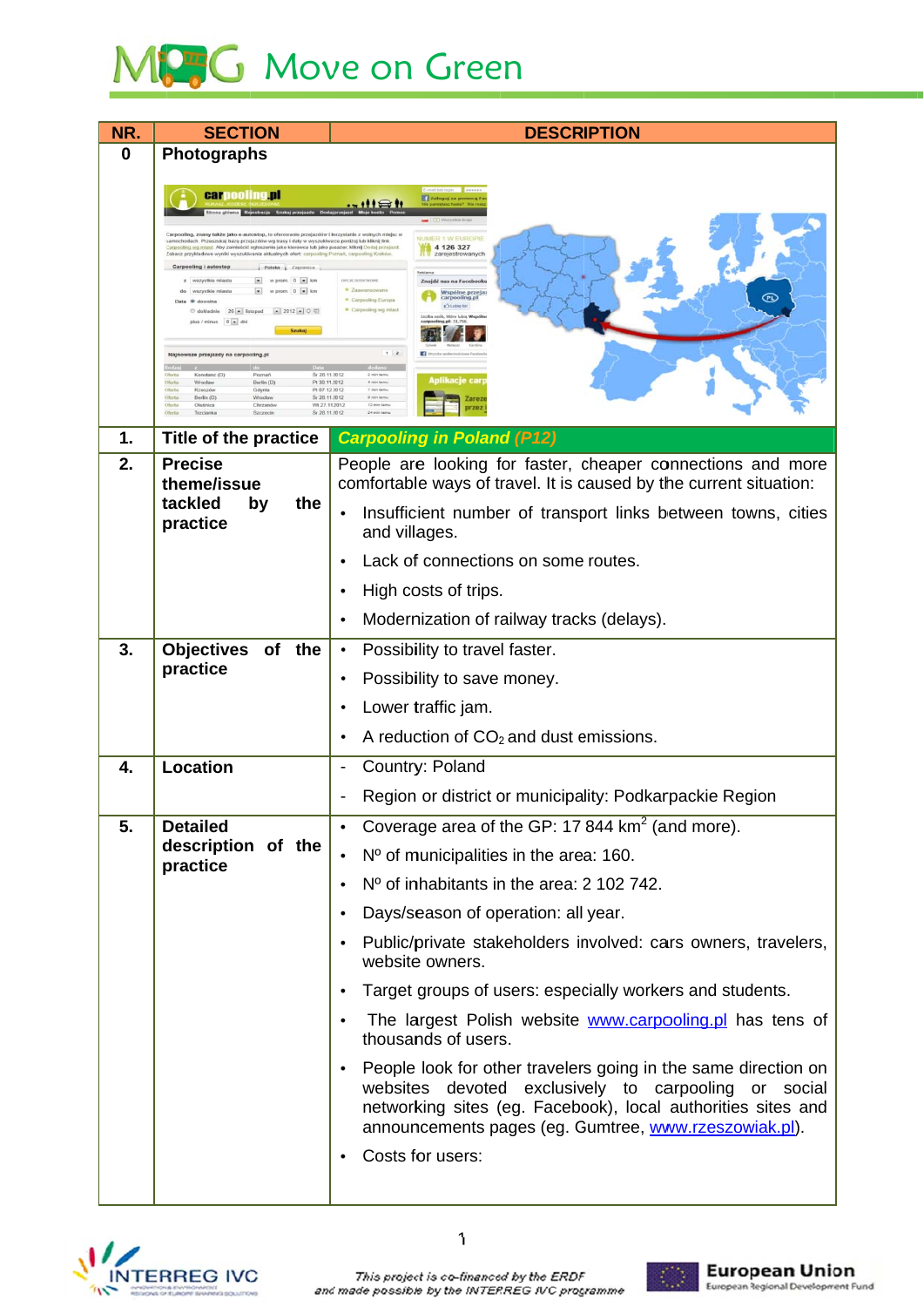# Move on Green

| NR. | SECTION | DESCRIPTION |
|---|---|---|
| 0 | Photographs | |
| 1. | Title of the practice | *Carpooling in Poland (P12)* |
| 2. | Precise theme/issue tackled by the practice | People are looking for faster, cheaper connections and more comfortable ways of travel. It is caused by the current situation:<br>• Insufficient number of transport links between towns, cities and villages.<br>• Lack of connections on some routes.<br>• High costs of trips.<br>• Modernization of railway tracks (delays). |
| 3. | Objectives of the practice | • Possibility to travel faster.<br>• Possibility to save money.<br>• Lower traffic jam.<br>• A reduction of $CO_2$ and dust emissions. |
| 4. | Location | - Country: Poland<br>- Region or district or municipality: Podkarpackie Region |
| 5. | Detailed description of the practice | • Coverage area of the GP: 17 844 $km^2$ (and more).<br>• Nº of municipalities in the area: 160.<br>• Nº of inhabitants in the area: 2 102 742.<br>• Days/season of operation: all year.<br>• Public/private stakeholders involved: cars owners, travelers, website owners.<br>• Target groups of users: especially workers and students.<br>• The largest Polish website www.carpooling.pl has tens of thousands of users.<br>• People look for other travelers going in the same direction on websites devoted exclusively to carpooling or social networking sites (eg. Facebook), local authorities sites and announcements pages (eg. Gumtree, www.rzeszowiak.pl).<br>• Costs for users: |

This project is co-financed by the ERDF and made possible by the INTERREG IVC programme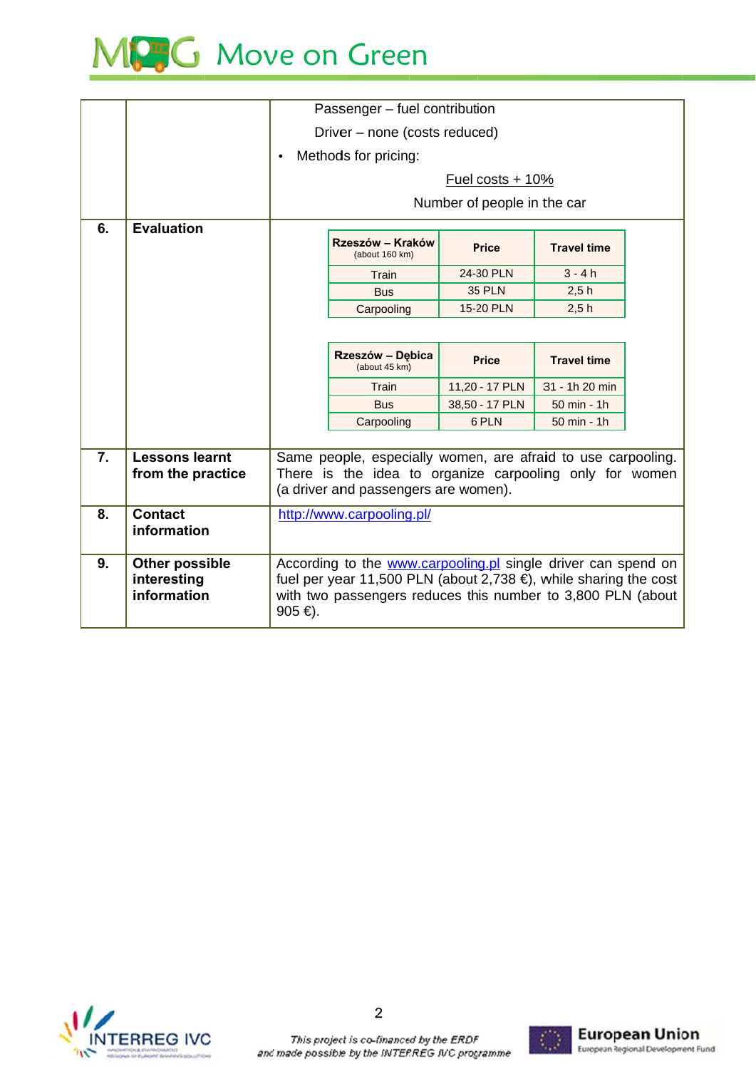| | | |
|---|---|---|
| | | Passenger – fuel contribution<br>Driver – none (costs reduced)<br>• Methods for pricing:<br>Fuel costs + 10%<br>Number of people in the car |
| **6.** | **Evaluation** | (see tables below) |
| **7.** | **Lessons learnt from the practice** | Same people, especially women, are afraid to use carpooling. There is the idea to organize carpooling only for women (a driver and passengers are women). |
| **8.** | **Contact information** | http://www.carpooling.pl/ |
| **9.** | **Other possible interesting information** | According to the www.carpooling.pl single driver can spend on fuel per year 11,500 PLN (about 2,738 €), while sharing the cost with two passengers reduces this number to 3,800 PLN (about 905 €). |

| **Rzeszów – Kraków** (about 160 km) | **Price** | **Travel time** |
|---|---|---|
| Train | 24-30 PLN | 3 - 4 h |
| Bus | 35 PLN | 2,5 h |
| Carpooling | 15-20 PLN | 2,5 h |

| **Rzeszów – Dębica** (about 45 km) | **Price** | **Travel time** |
|---|---|---|
| Train | 11,20 - 17 PLN | 31 - 1h 20 min |
| Bus | 38,50 - 17 PLN | 50 min - 1h |
| Carpooling | 6 PLN | 50 min - 1h |